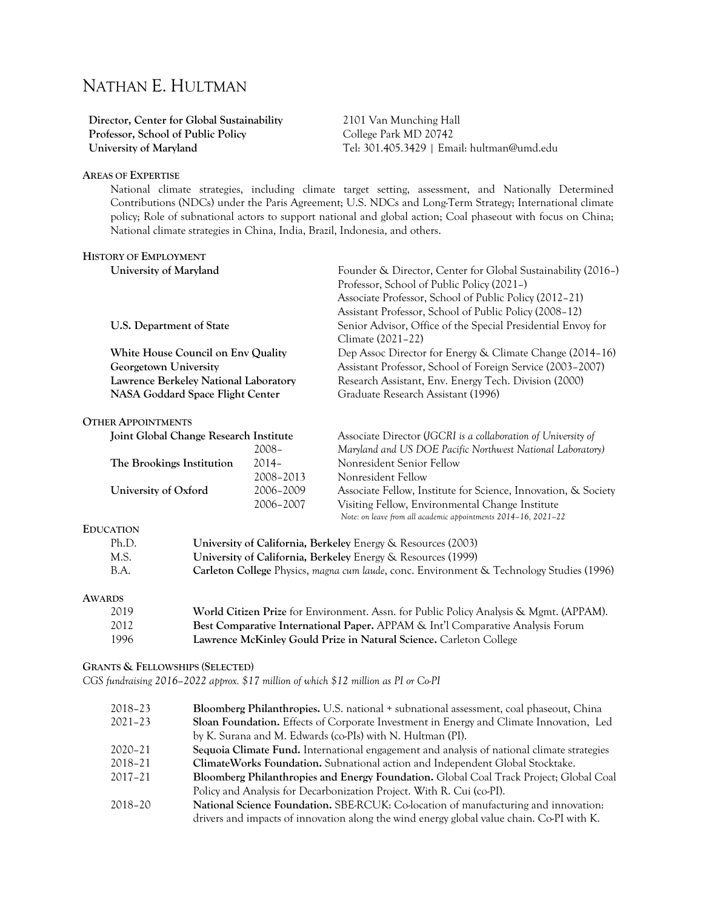# Nathan E. Hultman

**Director, Center for Global Sustainability**
**Professor, School of Public Policy**
**University of Maryland**

2101 Van Munching Hall
College Park MD 20742
Tel: 301.405.3429 | Email: hultman@umd.edu

## Areas of Expertise

National climate strategies, including climate target setting, assessment, and Nationally Determined Contributions (NDCs) under the Paris Agreement; U.S. NDCs and Long-Term Strategy; International climate policy; Role of subnational actors to support national and global action; Coal phaseout with focus on China; National climate strategies in China, India, Brazil, Indonesia, and others.

## History of Employment

| | |
|---|---|
| **University of Maryland** | Founder & Director, Center for Global Sustainability (2016–) |
| | Professor, School of Public Policy (2021–) |
| | Associate Professor, School of Public Policy (2012–21) |
| | Assistant Professor, School of Public Policy (2008–12) |
| **U.S. Department of State** | Senior Advisor, Office of the Special Presidential Envoy for Climate (2021–22) |
| **White House Council on Env Quality** | Dep Assoc Director for Energy & Climate Change (2014–16) |
| **Georgetown University** | Assistant Professor, School of Foreign Service (2003–2007) |
| **Lawrence Berkeley National Laboratory** | Research Assistant, Env. Energy Tech. Division (2000) |
| **NASA Goddard Space Flight Center** | Graduate Research Assistant (1996) |

## Other Appointments

| | | |
|---|---|---|
| **Joint Global Change Research Institute** | 2008– | Associate Director (*JGCRI is a collaboration of University of Maryland and US DOE Pacific Northwest National Laboratory*) |
| **The Brookings Institution** | 2014– | Nonresident Senior Fellow |
| | 2008–2013 | Nonresident Fellow |
| **University of Oxford** | 2006–2009 | Associate Fellow, Institute for Science, Innovation, & Society |
| | 2006–2007 | Visiting Fellow, Environmental Change Institute |

*Note: on leave from all academic appointments 2014–16, 2021–22*

## Education

| | |
|---|---|
| Ph.D. | **University of California, Berkeley** Energy & Resources (2003) |
| M.S. | **University of California, Berkeley** Energy & Resources (1999) |
| B.A. | **Carleton College** Physics, *magna cum laude*, conc. Environment & Technology Studies (1996) |

## Awards

| | |
|---|---|
| 2019 | **World Citizen Prize** for Environment. Assn. for Public Policy Analysis & Mgmt. (APPAM). |
| 2012 | **Best Comparative International Paper.** APPAM & Int'l Comparative Analysis Forum |
| 1996 | **Lawrence McKinley Gould Prize in Natural Science.** Carleton College |

## Grants & Fellowships (Selected)

*CGS fundraising 2016–2022 approx. $17 million of which $12 million as PI or Co-PI*

| | |
|---|---|
| 2018–23 | **Bloomberg Philanthropies.** U.S. national + subnational assessment, coal phaseout, China |
| 2021–23 | **Sloan Foundation.** Effects of Corporate Investment in Energy and Climate Innovation, Led by K. Surana and M. Edwards (co-PIs) with N. Hultman (PI). |
| 2020–21 | **Sequoia Climate Fund.** International engagement and analysis of national climate strategies |
| 2018–21 | **ClimateWorks Foundation.** Subnational action and Independent Global Stocktake. |
| 2017–21 | **Bloomberg Philanthropies and Energy Foundation.** Global Coal Track Project; Global Coal Policy and Analysis for Decarbonization Project. With R. Cui (co-PI). |
| 2018–20 | **National Science Foundation.** SBE-RCUK: Co-location of manufacturing and innovation: drivers and impacts of innovation along the wind energy global value chain. Co-PI with K. |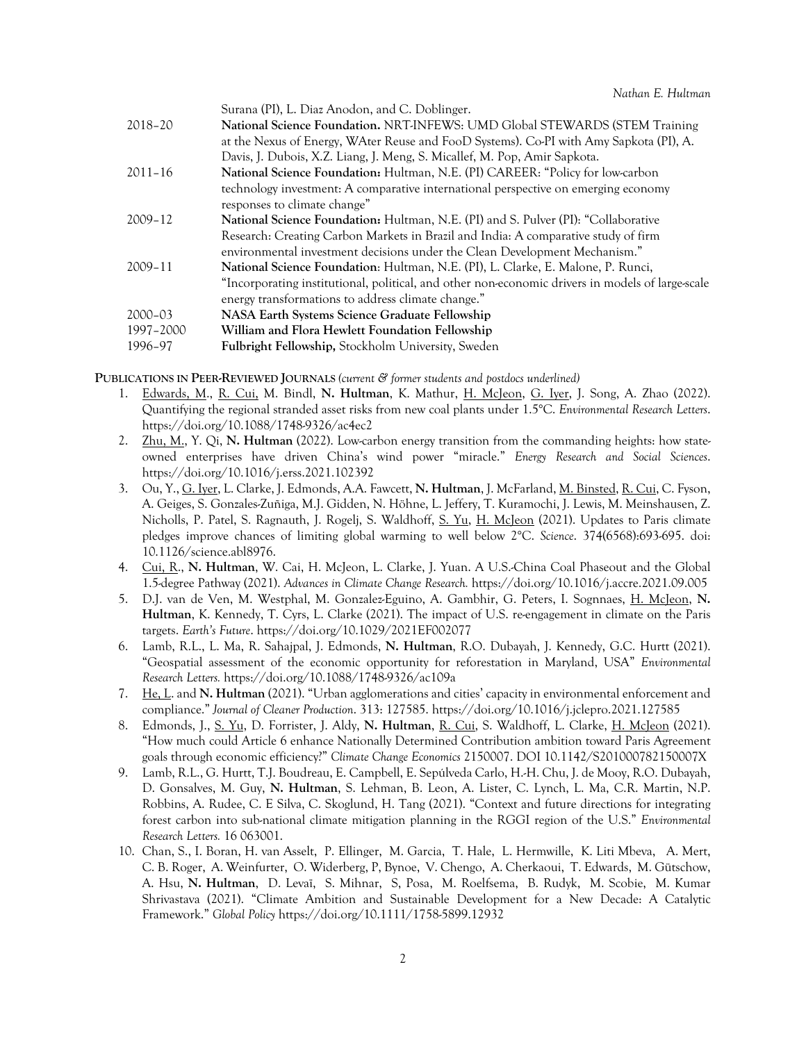| | |
|---|---|
| | Surana (PI), L. Diaz Anodon, and C. Doblinger. |
| 2018–20 | **National Science Foundation.** NRT-INFEWS: UMD Global STEWARDS (STEM Training at the Nexus of Energy, WAter Reuse and FooD Systems). Co-PI with Amy Sapkota (PI), A. Davis, J. Dubois, X.Z. Liang, J. Meng, S. Micallef, M. Pop, Amir Sapkota. |
| 2011–16 | **National Science Foundation:** Hultman, N.E. (PI) CAREER: "Policy for low-carbon technology investment: A comparative international perspective on emerging economy responses to climate change" |
| 2009–12 | **National Science Foundation:** Hultman, N.E. (PI) and S. Pulver (PI): "Collaborative Research: Creating Carbon Markets in Brazil and India: A comparative study of firm environmental investment decisions under the Clean Development Mechanism." |
| 2009–11 | **National Science Foundation**: Hultman, N.E. (PI), L. Clarke, E. Malone, P. Runci, "Incorporating institutional, political, and other non-economic drivers in models of large-scale energy transformations to address climate change." |
| 2000–03 | **NASA Earth Systems Science Graduate Fellowship** |
| 1997–2000 | **William and Flora Hewlett Foundation Fellowship** |
| 1996–97 | **Fulbright Fellowship,** Stockholm University, Sweden |

**PUBLICATIONS IN PEER-REVIEWED JOURNALS** *(current & former students and postdocs underlined)*

1. Edwards, M., R. Cui, M. Bindl, **N. Hultman**, K. Mathur, H. McJeon, G. Iyer, J. Song, A. Zhao (2022). Quantifying the regional stranded asset risks from new coal plants under 1.5°C. *Environmental Research Letters*. https://doi.org/10.1088/1748-9326/ac4ec2
2. Zhu, M., Y. Qi, **N. Hultman** (2022). Low-carbon energy transition from the commanding heights: how state-owned enterprises have driven China's wind power "miracle." *Energy Research and Social Sciences*. https://doi.org/10.1016/j.erss.2021.102392
3. Ou, Y., G. Iyer, L. Clarke, J. Edmonds, A.A. Fawcett, **N. Hultman**, J. McFarland, M. Binsted, R. Cui, C. Fyson, A. Geiges, S. Gonzales-Zuñiga, M.J. Gidden, N. Höhne, L. Jeffery, T. Kuramochi, J. Lewis, M. Meinshausen, Z. Nicholls, P. Patel, S. Ragnauth, J. Rogelj, S. Waldhoff, S. Yu, H. McJeon (2021). Updates to Paris climate pledges improve chances of limiting global warming to well below 2°C. *Science*. 374(6568):693-695. doi: 10.1126/science.abl8976.
4. Cui, R., **N. Hultman**, W. Cai, H. McJeon, L. Clarke, J. Yuan. A U.S.-China Coal Phaseout and the Global 1.5-degree Pathway (2021). *Advances in Climate Change Research.* https://doi.org/10.1016/j.accre.2021.09.005
5. D.J. van de Ven, M. Westphal, M. Gonzalez-Eguino, A. Gambhir, G. Peters, I. Sognnaes, H. McJeon, **N. Hultman**, K. Kennedy, T. Cyrs, L. Clarke (2021). The impact of U.S. re-engagement in climate on the Paris targets. *Earth's Future*. https://doi.org/10.1029/2021EF002077
6. Lamb, R.L., L. Ma, R. Sahajpal, J. Edmonds, **N. Hultman**, R.O. Dubayah, J. Kennedy, G.C. Hurtt (2021). "Geospatial assessment of the economic opportunity for reforestation in Maryland, USA" *Environmental Research Letters.* https://doi.org/10.1088/1748-9326/ac109a
7. He, L. and **N. Hultman** (2021). "Urban agglomerations and cities' capacity in environmental enforcement and compliance." *Journal of Cleaner Production*. 313: 127585. https://doi.org/10.1016/j.jclepro.2021.127585
8. Edmonds, J., S. Yu, D. Forrister, J. Aldy, **N. Hultman**, R. Cui, S. Waldhoff, L. Clarke, H. McJeon (2021). "How much could Article 6 enhance Nationally Determined Contribution ambition toward Paris Agreement goals through economic efficiency?" *Climate Change Economics* 2150007. DOI 10.1142/S201000782150007X
9. Lamb, R.L., G. Hurtt, T.J. Boudreau, E. Campbell, E. Sepúlveda Carlo, H.-H. Chu, J. de Mooy, R.O. Dubayah, D. Gonsalves, M. Guy, **N. Hultman**, S. Lehman, B. Leon, A. Lister, C. Lynch, L. Ma, C.R. Martin, N.P. Robbins, A. Rudee, C. E Silva, C. Skoglund, H. Tang (2021). "Context and future directions for integrating forest carbon into sub-national climate mitigation planning in the RGGI region of the U.S." *Environmental Research Letters.* 16 063001.
10. Chan, S., I. Boran, H. van Asselt, P. Ellinger, M. Garcia, T. Hale, L. Hermwille, K. Liti Mbeva, A. Mert, C. B. Roger, A. Weinfurter, O. Widerberg, P, Bynoe, V. Chengo, A. Cherkaoui, T. Edwards, M. Gütschow, A. Hsu, **N. Hultman**, D. Levaï, S. Mihnar, S, Posa, M. Roelfsema, B. Rudyk, M. Scobie, M. Kumar Shrivastava (2021). "Climate Ambition and Sustainable Development for a New Decade: A Catalytic Framework." *Global Policy* https://doi.org/10.1111/1758-5899.12932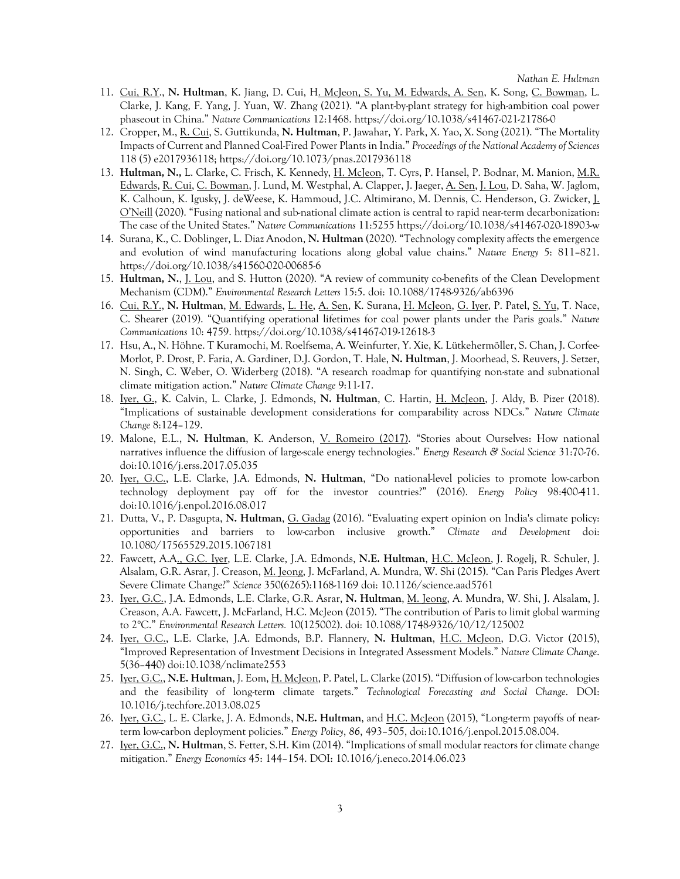11. <u>Cui, R.Y.</u>, **N. Hultman**, K. Jiang, D. Cui, <u>H. McJeon, S. Yu, M. Edwards, A. Sen</u>, K. Song, <u>C. Bowman</u>, L. Clarke, J. Kang, F. Yang, J. Yuan, W. Zhang (2021). "A plant-by-plant strategy for high-ambition coal power phaseout in China." *Nature Communications* 12:1468. https://doi.org/10.1038/s41467-021-21786-0
12. Cropper, M., <u>R. Cui</u>, S. Guttikunda, **N. Hultman**, P. Jawahar, Y. Park, X. Yao, X. Song (2021). "The Mortality Impacts of Current and Planned Coal-Fired Power Plants in India." *Proceedings of the National Academy of Sciences* 118 (5) e2017936118; https://doi.org/10.1073/pnas.2017936118
13. **Hultman, N.,** L. Clarke, C. Frisch, K. Kennedy, <u>H. McJeon</u>, T. Cyrs, P. Hansel, P. Bodnar, M. Manion, <u>M.R. Edwards</u>, <u>R. Cui</u>, <u>C. Bowman</u>, J. Lund, M. Westphal, A. Clapper, J. Jaeger, <u>A. Sen</u>, <u>J. Lou</u>, D. Saha, W. Jaglom, K. Calhoun, K. Igusky, J. deWeese, K. Hammoud, J.C. Altimirano, M. Dennis, C. Henderson, G. Zwicker, <u>J. O'Neill</u> (2020). "Fusing national and sub-national climate action is central to rapid near-term decarbonization: The case of the United States." *Nature Communications* 11:5255 https://doi.org/10.1038/s41467-020-18903-w
14. Surana, K., C. Doblinger, L. Diaz Anodon, **N. Hultman** (2020). "Technology complexity affects the emergence and evolution of wind manufacturing locations along global value chains." *Nature Energy* 5: 811–821. https://doi.org/10.1038/s41560-020-00685-6
15. **Hultman, N.**, <u>J. Lou</u>, and S. Hutton (2020). "A review of community co-benefits of the Clean Development Mechanism (CDM)." *Environmental Research Letters* 15:5. doi: 10.1088/1748-9326/ab6396
16. <u>Cui, R.Y.</u>, **N. Hultman**, <u>M. Edwards</u>, <u>L. He</u>, <u>A. Sen</u>, K. Surana, <u>H. McJeon</u>, <u>G. Iyer</u>, P. Patel, <u>S. Yu</u>, T. Nace, C. Shearer (2019). "Quantifying operational lifetimes for coal power plants under the Paris goals." *Nature Communications* 10: 4759. https://doi.org/10.1038/s41467-019-12618-3
17. Hsu, A., N. Höhne. T Kuramochi, M. Roelfsema, A. Weinfurter, Y. Xie, K. Lütkehermöller, S. Chan, J. Corfee-Morlot, P. Drost, P. Faria, A. Gardiner, D.J. Gordon, T. Hale, **N. Hultman**, J. Moorhead, S. Reuvers, J. Setzer, N. Singh, C. Weber, O. Widerberg (2018). "A research roadmap for quantifying non-state and subnational climate mitigation action." *Nature Climate Change* 9:11-17.
18. <u>Iyer, G.</u>, K. Calvin, L. Clarke, J. Edmonds, **N. Hultman**, C. Hartin, <u>H. McJeon</u>, J. Aldy, B. Pizer (2018). "Implications of sustainable development considerations for comparability across NDCs." *Nature Climate Change* 8:124–129.
19. Malone, E.L., **N. Hultman**, K. Anderson, <u>V. Romeiro (2017)</u>. "Stories about Ourselves: How national narratives influence the diffusion of large-scale energy technologies." *Energy Research & Social Science* 31:70-76. doi:10.1016/j.erss.2017.05.035
20. <u>Iyer, G.C.</u>, L.E. Clarke, J.A. Edmonds, **N. Hultman**, "Do national-level policies to promote low-carbon technology deployment pay off for the investor countries?" (2016). *Energy Policy* 98:400-411. doi:10.1016/j.enpol.2016.08.017
21. Dutta, V., P. Dasgupta, **N. Hultman**, <u>G. Gadag</u> (2016). "Evaluating expert opinion on India's climate policy: opportunities and barriers to low-carbon inclusive growth." *Climate and Development* doi: 10.1080/17565529.2015.1067181
22. Fawcett, A.A<u>., G.C. Iyer</u>, L.E. Clarke, J.A. Edmonds, **N.E. Hultman**, <u>H.C. McJeon</u>, J. Rogelj, R. Schuler, J. Alsalam, G.R. Asrar, J. Creason, <u>M. Jeong</u>, J. McFarland, A. Mundra, W. Shi (2015). "Can Paris Pledges Avert Severe Climate Change?" *Science* 350(6265):1168-1169 doi: 10.1126/science.aad5761
23. <u>Iyer, G.C.</u>, J.A. Edmonds, L.E. Clarke, G.R. Asrar, **N. Hultman**, <u>M. Jeong</u>, A. Mundra, W. Shi, J. Alsalam, J. Creason, A.A. Fawcett, J. McFarland, H.C. McJeon (2015). "The contribution of Paris to limit global warming to 2°C." *Environmental Research Letters.* 10(125002). doi: 10.1088/1748-9326/10/12/125002
24. <u>Iyer, G.C.</u>, L.E. Clarke, J.A. Edmonds, B.P. Flannery, **N. Hultman**, <u>H.C. McJeon</u>, D.G. Victor (2015), "Improved Representation of Investment Decisions in Integrated Assessment Models." *Nature Climate Change*. 5(36–440) doi:10.1038/nclimate2553
25. <u>Iyer, G.C.</u>, **N.E. Hultman**, J. Eom, <u>H. McJeon</u>, P. Patel, L. Clarke (2015). "Diffusion of low-carbon technologies and the feasibility of long-term climate targets." *Technological Forecasting and Social Change*. DOI: 10.1016/j.techfore.2013.08.025
26. <u>Iyer, G.C.</u>, L. E. Clarke, J. A. Edmonds, **N.E. Hultman**, and <u>H.C. McJeon</u> (2015), "Long-term payoffs of near-term low-carbon deployment policies." *Energy Policy*, 86, 493–505, doi:10.1016/j.enpol.2015.08.004.
27. <u>Iyer, G.C.</u>, **N. Hultman**, S. Fetter, S.H. Kim (2014). "Implications of small modular reactors for climate change mitigation." *Energy Economics* 45: 144–154. DOI: 10.1016/j.eneco.2014.06.023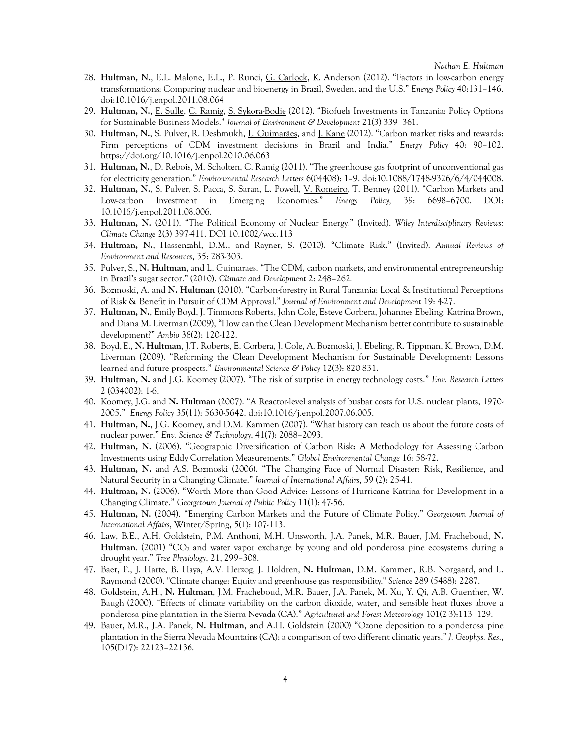28. **Hultman, N.**, E.L. Malone, E.L., P. Runci, G. Carlock, K. Anderson (2012). "Factors in low-carbon energy transformations: Comparing nuclear and bioenergy in Brazil, Sweden, and the U.S." *Energy Policy* 40:131–146. doi:10.1016/j.enpol.2011.08.064
29. **Hultman, N.**, E. Sulle, C. Ramig, S. Sykora-Bodie (2012). "Biofuels Investments in Tanzania: Policy Options for Sustainable Business Models." *Journal of Environment & Development* 21(3) 339–361.
30. **Hultman, N.**, S. Pulver, R. Deshmukh, L. Guimarães, and J. Kane (2012). "Carbon market risks and rewards: Firm perceptions of CDM investment decisions in Brazil and India." *Energy Policy* 40: 90–102. https://doi.org/10.1016/j.enpol.2010.06.063
31. **Hultman, N.**, D. Rebois, M. Scholten, C. Ramig (2011). "The greenhouse gas footprint of unconventional gas for electricity generation." *Environmental Research Letters* 6(04408): 1–9. doi:10.1088/1748-9326/6/4/044008.
32. **Hultman, N.**, S. Pulver, S. Pacca, S. Saran, L. Powell, V. Romeiro, T. Benney (2011). "Carbon Markets and Low-carbon Investment in Emerging Economies." *Energy Policy,* 39: 6698–6700. DOI: 10.1016/j.enpol.2011.08.006.
33. **Hultman, N.** (2011). "The Political Economy of Nuclear Energy." (Invited). *Wiley Interdisciplinary Reviews: Climate Change* 2(3) 397-411. DOI 10.1002/wcc.113
34. **Hultman, N.**, Hassenzahl, D.M., and Rayner, S. (2010). "Climate Risk." (Invited). *Annual Reviews of Environment and Resources*, 35: 283-303.
35. Pulver, S., **N. Hultman**, and L. Guimaraes. "The CDM, carbon markets, and environmental entrepreneurship in Brazil's sugar sector." (2010). *Climate and Development* 2: 248–262.
36. Bozmoski, A. and **N. Hultman** (2010). "Carbon-forestry in Rural Tanzania: Local & Institutional Perceptions of Risk & Benefit in Pursuit of CDM Approval." *Journal of Environment and Development* 19: 4-27.
37. **Hultman, N.**, Emily Boyd, J. Timmons Roberts, John Cole, Esteve Corbera, Johannes Ebeling, Katrina Brown, and Diana M. Liverman (2009), "How can the Clean Development Mechanism better contribute to sustainable development?" *Ambio* 38(2): 120-122.
38. Boyd, E., **N. Hultman**, J.T. Roberts, E. Corbera, J. Cole, A. Bozmoski, J. Ebeling, R. Tippman, K. Brown, D.M. Liverman (2009). "Reforming the Clean Development Mechanism for Sustainable Development: Lessons learned and future prospects." *Environmental Science & Policy* 12(3): 820-831.
39. **Hultman, N.** and J.G. Koomey (2007). "The risk of surprise in energy technology costs." *Env. Research Letters* 2 (034002): 1-6.
40. Koomey, J.G. and **N. Hultman** (2007). "A Reactor-level analysis of busbar costs for U.S. nuclear plants, 1970-2005." *Energy Policy* 35(11): 5630-5642. doi:10.1016/j.enpol.2007.06.005.
41. **Hultman, N.**, J.G. Koomey, and D.M. Kammen (2007). "What history can teach us about the future costs of nuclear power." *Env. Science & Technology*, 41(7): 2088–2093.
42. **Hultman, N.** (2006). "Geographic Diversification of Carbon Risk**:** A Methodology for Assessing Carbon Investments using Eddy Correlation Measurements." *Global Environmental Change* 16: 58-72.
43. **Hultman, N.** and A.S. Bozmoski (2006). "The Changing Face of Normal Disaster: Risk, Resilience, and Natural Security in a Changing Climate." *Journal of International Affairs*, 59 (2): 25-41.
44. **Hultman, N.** (2006). "Worth More than Good Advice: Lessons of Hurricane Katrina for Development in a Changing Climate." *Georgetown Journal of Public Policy* 11(1): 47-56.
45. **Hultman, N.** (2004). "Emerging Carbon Markets and the Future of Climate Policy." *Georgetown Journal of International Affairs*, Winter/Spring, 5(1): 107-113.
46. Law, B.E., A.H. Goldstein, P.M. Anthoni, M.H. Unsworth, J.A. Panek, M.R. Bauer, J.M. Fracheboud, **N. Hultman**. (2001) "$CO_2$ and water vapor exchange by young and old ponderosa pine ecosystems during a drought year." *Tree Physiology*, 21, 299–308.
47. Baer, P., J. Harte, B. Haya, A.V. Herzog, J. Holdren, **N. Hultman**, D.M. Kammen, R.B. Norgaard, and L. Raymond (2000). "Climate change: Equity and greenhouse gas responsibility." *Science* 289 (5488): 2287.
48. Goldstein, A.H., **N. Hultman**, J.M. Fracheboud, M.R. Bauer, J.A. Panek, M. Xu, Y. Qi, A.B. Guenther, W. Baugh (2000). "Effects of climate variability on the carbon dioxide, water, and sensible heat fluxes above a ponderosa pine plantation in the Sierra Nevada (CA)." *Agricultural and Forest Meteorology* 101(2-3):113–129.
49. Bauer, M.R., J.A. Panek, **N. Hultman**, and A.H. Goldstein (2000) "Ozone deposition to a ponderosa pine plantation in the Sierra Nevada Mountains (CA): a comparison of two different climatic years." *J. Geophys. Res*., 105(D17): 22123–22136.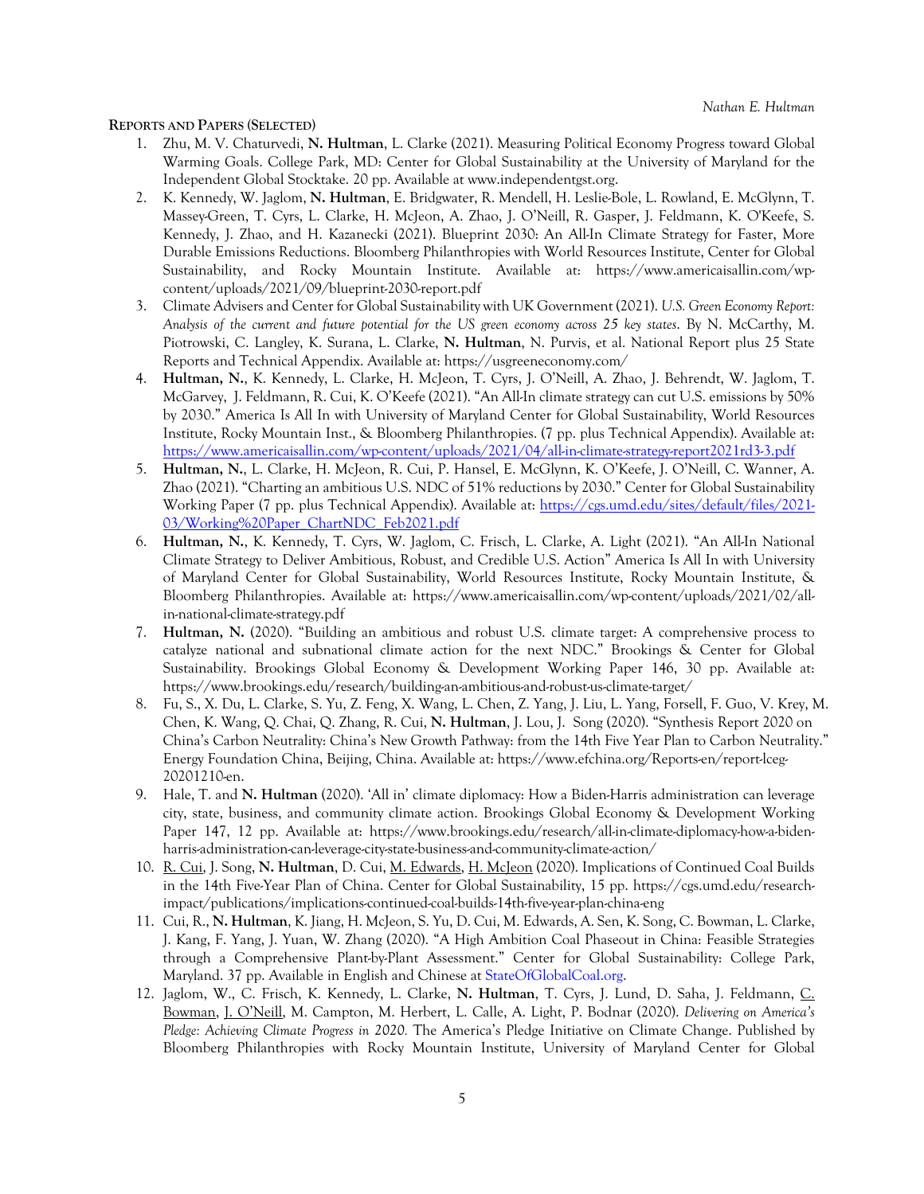**REPORTS AND PAPERS (SELECTED)**

1. Zhu, M. V. Chaturvedi, **N. Hultman**, L. Clarke (2021). Measuring Political Economy Progress toward Global Warming Goals. College Park, MD: Center for Global Sustainability at the University of Maryland for the Independent Global Stocktake. 20 pp. Available at www.independentgst.org.
2. K. Kennedy, W. Jaglom, **N. Hultman**, E. Bridgwater, R. Mendell, H. Leslie-Bole, L. Rowland, E. McGlynn, T. Massey-Green, T. Cyrs, L. Clarke, H. McJeon, A. Zhao, J. O'Neill, R. Gasper, J. Feldmann, K. O'Keefe, S. Kennedy, J. Zhao, and H. Kazanecki (2021). Blueprint 2030: An All-In Climate Strategy for Faster, More Durable Emissions Reductions. Bloomberg Philanthropies with World Resources Institute, Center for Global Sustainability, and Rocky Mountain Institute. Available at: https://www.americaisallin.com/wp-content/uploads/2021/09/blueprint-2030-report.pdf
3. Climate Advisers and Center for Global Sustainability with UK Government (2021). *U.S. Green Economy Report: Analysis of the current and future potential for the US green economy across 25 key states*. By N. McCarthy, M. Piotrowski, C. Langley, K. Surana, L. Clarke, **N. Hultman**, N. Purvis, et al. National Report plus 25 State Reports and Technical Appendix. Available at: https://usgreeneconomy.com/
4. **Hultman, N.**, K. Kennedy, L. Clarke, H. McJeon, T. Cyrs, J. O'Neill, A. Zhao, J. Behrendt, W. Jaglom, T. McGarvey, J. Feldmann, R. Cui, K. O'Keefe (2021). "An All-In climate strategy can cut U.S. emissions by 50% by 2030." America Is All In with University of Maryland Center for Global Sustainability, World Resources Institute, Rocky Mountain Inst., & Bloomberg Philanthropies. (7 pp. plus Technical Appendix). Available at: https://www.americaisallin.com/wp-content/uploads/2021/04/all-in-climate-strategy-report2021rd3-3.pdf
5. **Hultman, N.**, L. Clarke, H. McJeon, R. Cui, P. Hansel, E. McGlynn, K. O'Keefe, J. O'Neill, C. Wanner, A. Zhao (2021). "Charting an ambitious U.S. NDC of 51% reductions by 2030." Center for Global Sustainability Working Paper (7 pp. plus Technical Appendix). Available at: https://cgs.umd.edu/sites/default/files/2021-03/Working%20Paper_ChartNDC_Feb2021.pdf
6. **Hultman, N.**, K. Kennedy, T. Cyrs, W. Jaglom, C. Frisch, L. Clarke, A. Light (2021). "An All-In National Climate Strategy to Deliver Ambitious, Robust, and Credible U.S. Action" America Is All In with University of Maryland Center for Global Sustainability, World Resources Institute, Rocky Mountain Institute, & Bloomberg Philanthropies. Available at: https://www.americaisallin.com/wp-content/uploads/2021/02/all-in-national-climate-strategy.pdf
7. **Hultman, N.** (2020). "Building an ambitious and robust U.S. climate target: A comprehensive process to catalyze national and subnational climate action for the next NDC." Brookings & Center for Global Sustainability. Brookings Global Economy & Development Working Paper 146, 30 pp. Available at: https://www.brookings.edu/research/building-an-ambitious-and-robust-us-climate-target/
8. Fu, S., X. Du, L. Clarke, S. Yu, Z. Feng, X. Wang, L. Chen, Z. Yang, J. Liu, L. Yang, Forsell, F. Guo, V. Krey, M. Chen, K. Wang, Q. Chai, Q. Zhang, R. Cui, **N. Hultman**, J. Lou, J. Song (2020). "Synthesis Report 2020 on China's Carbon Neutrality: China's New Growth Pathway: from the 14th Five Year Plan to Carbon Neutrality." Energy Foundation China, Beijing, China. Available at: https://www.efchina.org/Reports-en/report-lceg-20201210-en.
9. Hale, T. and **N. Hultman** (2020). 'All in' climate diplomacy: How a Biden-Harris administration can leverage city, state, business, and community climate action. Brookings Global Economy & Development Working Paper 147, 12 pp. Available at: https://www.brookings.edu/research/all-in-climate-diplomacy-how-a-biden-harris-administration-can-leverage-city-state-business-and-community-climate-action/
10. <u>R. Cui</u>, J. Song, **N. Hultman**, D. Cui, <u>M. Edwards</u>, <u>H. McJeon</u> (2020). Implications of Continued Coal Builds in the 14th Five-Year Plan of China. Center for Global Sustainability, 15 pp. https://cgs.umd.edu/research-impact/publications/implications-continued-coal-builds-14th-five-year-plan-china-eng
11. Cui, R., **N. Hultman**, K. Jiang, H. McJeon, S. Yu, D. Cui, M. Edwards, A. Sen, K. Song, C. Bowman, L. Clarke, J. Kang, F. Yang, J. Yuan, W. Zhang (2020). "A High Ambition Coal Phaseout in China: Feasible Strategies through a Comprehensive Plant-by-Plant Assessment." Center for Global Sustainability: College Park, Maryland. 37 pp. Available in English and Chinese at StateOfGlobalCoal.org.
12. Jaglom, W., C. Frisch, K. Kennedy, L. Clarke, **N. Hultman**, T. Cyrs, J. Lund, D. Saha, J. Feldmann, <u>C. Bowman</u>, <u>J. O'Neill</u>, M. Campton, M. Herbert, L. Calle, A. Light, P. Bodnar (2020). *Delivering on America's Pledge: Achieving Climate Progress in 2020.* The America's Pledge Initiative on Climate Change. Published by Bloomberg Philanthropies with Rocky Mountain Institute, University of Maryland Center for Global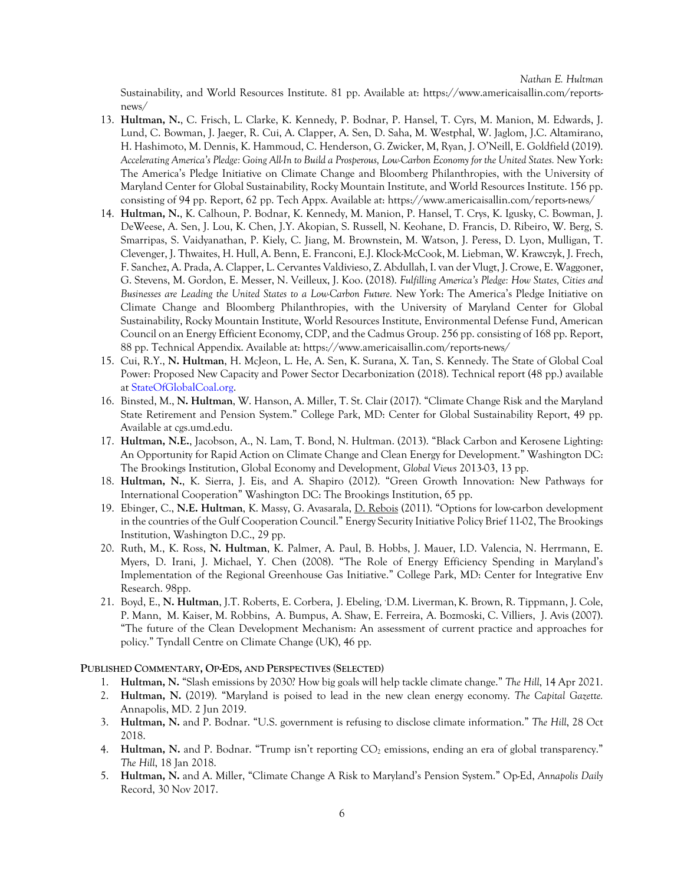Sustainability, and World Resources Institute. 81 pp. Available at: https://www.americaisallin.com/reports-news/

13. **Hultman, N.**, C. Frisch, L. Clarke, K. Kennedy, P. Bodnar, P. Hansel, T. Cyrs, M. Manion, M. Edwards, J. Lund, C. Bowman, J. Jaeger, R. Cui, A. Clapper, A. Sen, D. Saha, M. Westphal, W. Jaglom, J.C. Altamirano, H. Hashimoto, M. Dennis, K. Hammoud, C. Henderson, G. Zwicker, M, Ryan, J. O'Neill, E. Goldfield (2019). *Accelerating America's Pledge: Going All-In to Build a Prosperous, Low-Carbon Economy for the United States.* New York: The America's Pledge Initiative on Climate Change and Bloomberg Philanthropies, with the University of Maryland Center for Global Sustainability, Rocky Mountain Institute, and World Resources Institute. 156 pp. consisting of 94 pp. Report, 62 pp. Tech Appx. Available at: https://www.americaisallin.com/reports-news/
14. **Hultman, N.**, K. Calhoun, P. Bodnar, K. Kennedy, M. Manion, P. Hansel, T. Crys, K. Igusky, C. Bowman, J. DeWeese, A. Sen, J. Lou, K. Chen, J.Y. Akopian, S. Russell, N. Keohane, D. Francis, D. Ribeiro, W. Berg, S. Smarripas, S. Vaidyanathan, P. Kiely, C. Jiang, M. Brownstein, M. Watson, J. Peress, D. Lyon, Mulligan, T. Clevenger, J. Thwaites, H. Hull, A. Benn, E. Franconi, E.J. Klock-McCook, M. Liebman, W. Krawczyk, J. Frech, F. Sanchez, A. Prada, A. Clapper, L. Cervantes Valdivieso, Z. Abdullah, I. van der Vlugt, J. Crowe, E. Waggoner, G. Stevens, M. Gordon, E. Messer, N. Veilleux, J. Koo. (2018). *Fulfilling America's Pledge: How States, Cities and Businesses are Leading the United States to a Low-Carbon Future.* New York: The America's Pledge Initiative on Climate Change and Bloomberg Philanthropies, with the University of Maryland Center for Global Sustainability, Rocky Mountain Institute, World Resources Institute, Environmental Defense Fund, American Council on an Energy Efficient Economy, CDP, and the Cadmus Group. 256 pp. consisting of 168 pp. Report, 88 pp. Technical Appendix. Available at: https://www.americaisallin.com/reports-news/
15. Cui, R.Y., **N. Hultman**, H. McJeon, L. He, A. Sen, K. Surana, X. Tan, S. Kennedy. The State of Global Coal Power: Proposed New Capacity and Power Sector Decarbonization (2018). Technical report (48 pp.) available at StateOfGlobalCoal.org.
16. Binsted, M., **N. Hultman**, W. Hanson, A. Miller, T. St. Clair (2017). "Climate Change Risk and the Maryland State Retirement and Pension System." College Park, MD: Center for Global Sustainability Report, 49 pp. Available at cgs.umd.edu.
17. **Hultman, N.E.**, Jacobson, A., N. Lam, T. Bond, N. Hultman. (2013). "Black Carbon and Kerosene Lighting: An Opportunity for Rapid Action on Climate Change and Clean Energy for Development." Washington DC: The Brookings Institution, Global Economy and Development, *Global Views* 2013-03, 13 pp.
18. **Hultman, N.**, K. Sierra, J. Eis, and A. Shapiro (2012). "Green Growth Innovation: New Pathways for International Cooperation" Washington DC: The Brookings Institution, 65 pp.
19. Ebinger, C., **N.E. Hultman**, K. Massy, G. Avasarala, D. Rebois (2011). "Options for low-carbon development in the countries of the Gulf Cooperation Council." Energy Security Initiative Policy Brief 11-02, The Brookings Institution, Washington D.C., 29 pp.
20. Ruth, M., K. Ross, **N. Hultman**, K. Palmer, A. Paul, B. Hobbs, J. Mauer, I.D. Valencia, N. Herrmann, E. Myers, D. Irani, J. Michael, Y. Chen (2008). "The Role of Energy Efficiency Spending in Maryland's Implementation of the Regional Greenhouse Gas Initiative." College Park, MD: Center for Integrative Env Research. 98pp.
21. Boyd, E., **N. Hultman**, J.T. Roberts, E. Corbera, J. Ebeling, D.M. Liverman, K. Brown, R. Tippmann, J. Cole, P. Mann, M. Kaiser, M. Robbins, A. Bumpus, A. Shaw, E. Ferreira, A. Bozmoski, C. Villiers, J. Avis (2007). "The future of the Clean Development Mechanism: An assessment of current practice and approaches for policy." Tyndall Centre on Climate Change (UK), 46 pp.

## PUBLISHED COMMENTARY, OP-EDS, AND PERSPECTIVES (SELECTED)

1. **Hultman, N.** "Slash emissions by 2030? How big goals will help tackle climate change." *The Hill*, 14 Apr 2021.
2. **Hultman, N.** (2019). "Maryland is poised to lead in the new clean energy economy. *The Capital Gazette.* Annapolis, MD. 2 Jun 2019.
3. **Hultman, N.** and P. Bodnar. "U.S. government is refusing to disclose climate information." *The Hill*, 28 Oct 2018.
4. **Hultman, N.** and P. Bodnar. "Trump isn't reporting $CO_2$ emissions, ending an era of global transparency." *The Hill*, 18 Jan 2018.
5. **Hultman, N.** and A. Miller, "Climate Change A Risk to Maryland's Pension System." Op-Ed, *Annapolis Daily* Record, 30 Nov 2017.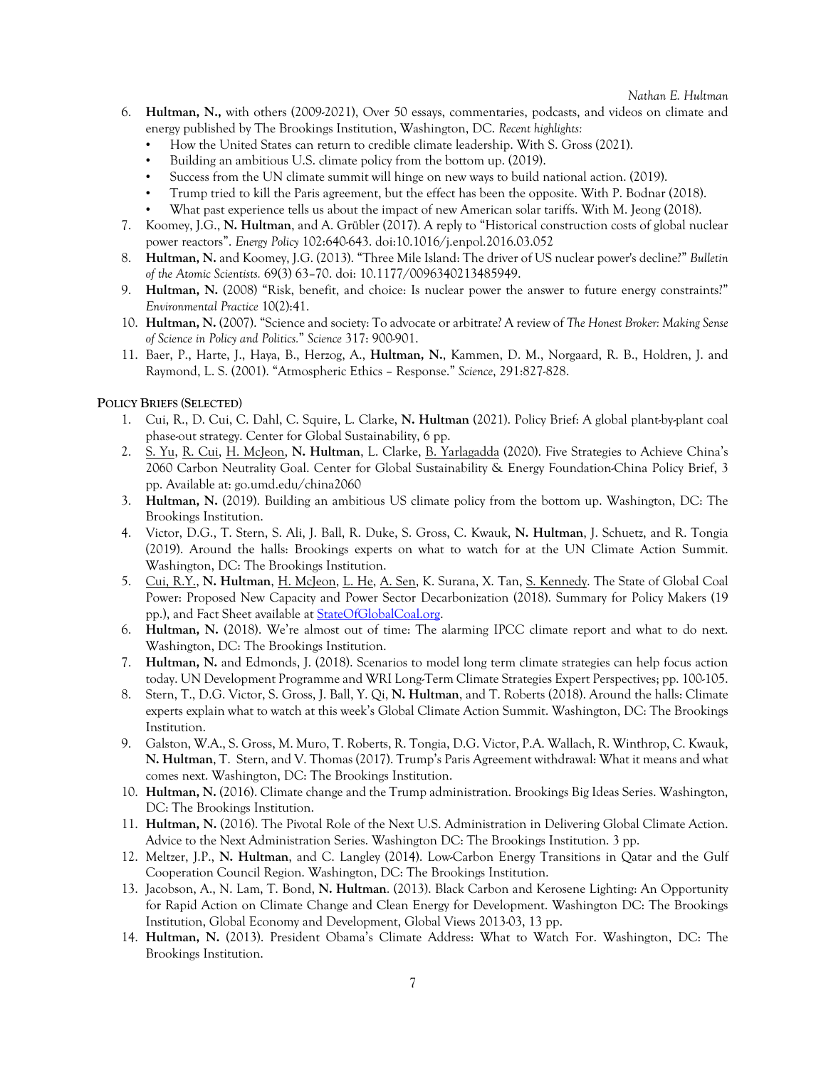6. **Hultman, N.,** with others (2009-2021), Over 50 essays, commentaries, podcasts, and videos on climate and energy published by The Brookings Institution, Washington, DC. *Recent highlights:*
   - How the United States can return to credible climate leadership. With S. Gross (2021).
   - Building an ambitious U.S. climate policy from the bottom up. (2019).
   - Success from the UN climate summit will hinge on new ways to build national action. (2019).
   - Trump tried to kill the Paris agreement, but the effect has been the opposite. With P. Bodnar (2018).
   - What past experience tells us about the impact of new American solar tariffs. With M. Jeong (2018).
7. Koomey, J.G., **N. Hultman**, and A. Grübler (2017). A reply to "Historical construction costs of global nuclear power reactors". *Energy Policy* 102:640-643. doi:10.1016/j.enpol.2016.03.052
8. **Hultman, N.** and Koomey, J.G. (2013). "Three Mile Island: The driver of US nuclear power's decline?" *Bulletin of the Atomic Scientists.* 69(3) 63–70. doi: 10.1177/0096340213485949.
9. **Hultman, N.** (2008) "Risk, benefit, and choice: Is nuclear power the answer to future energy constraints?" *Environmental Practice* 10(2):41.
10. **Hultman, N.** (2007). "Science and society: To advocate or arbitrate? A review of *The Honest Broker: Making Sense of Science in Policy and Politics.*" *Science* 317: 900-901.
11. Baer, P., Harte, J., Haya, B., Herzog, A., **Hultman, N.**, Kammen, D. M., Norgaard, R. B., Holdren, J. and Raymond, L. S. (2001). "Atmospheric Ethics – Response." *Science*, 291:827-828.

**Policy Briefs (Selected)**

1. Cui, R., D. Cui, C. Dahl, C. Squire, L. Clarke, **N. Hultman** (2021). Policy Brief: A global plant-by-plant coal phase-out strategy. Center for Global Sustainability, 6 pp.
2. S. Yu, R. Cui, H. McJeon, **N. Hultman**, L. Clarke, B. Yarlagadda (2020). Five Strategies to Achieve China's 2060 Carbon Neutrality Goal. Center for Global Sustainability & Energy Foundation-China Policy Brief, 3 pp. Available at: go.umd.edu/china2060
3. **Hultman, N.** (2019). Building an ambitious US climate policy from the bottom up. Washington, DC: The Brookings Institution.
4. Victor, D.G., T. Stern, S. Ali, J. Ball, R. Duke, S. Gross, C. Kwauk, **N. Hultman**, J. Schuetz, and R. Tongia (2019). Around the halls: Brookings experts on what to watch for at the UN Climate Action Summit. Washington, DC: The Brookings Institution.
5. Cui, R.Y., **N. Hultman**, H. McJeon, L. He, A. Sen, K. Surana, X. Tan, S. Kennedy. The State of Global Coal Power: Proposed New Capacity and Power Sector Decarbonization (2018). Summary for Policy Makers (19 pp.), and Fact Sheet available at StateOfGlobalCoal.org.
6. **Hultman, N.** (2018). We're almost out of time: The alarming IPCC climate report and what to do next. Washington, DC: The Brookings Institution.
7. **Hultman, N.** and Edmonds, J. (2018). Scenarios to model long term climate strategies can help focus action today. UN Development Programme and WRI Long-Term Climate Strategies Expert Perspectives; pp. 100-105.
8. Stern, T., D.G. Victor, S. Gross, J. Ball, Y. Qi, **N. Hultman**, and T. Roberts (2018). Around the halls: Climate experts explain what to watch at this week's Global Climate Action Summit. Washington, DC: The Brookings Institution.
9. Galston, W.A., S. Gross, M. Muro, T. Roberts, R. Tongia, D.G. Victor, P.A. Wallach, R. Winthrop, C. Kwauk, **N. Hultman**, T. Stern, and V. Thomas (2017). Trump's Paris Agreement withdrawal: What it means and what comes next. Washington, DC: The Brookings Institution.
10. **Hultman, N.** (2016). Climate change and the Trump administration. Brookings Big Ideas Series. Washington, DC: The Brookings Institution.
11. **Hultman, N.** (2016). The Pivotal Role of the Next U.S. Administration in Delivering Global Climate Action. Advice to the Next Administration Series. Washington DC: The Brookings Institution. 3 pp.
12. Meltzer, J.P., **N. Hultman**, and C. Langley (2014). Low-Carbon Energy Transitions in Qatar and the Gulf Cooperation Council Region. Washington, DC: The Brookings Institution.
13. Jacobson, A., N. Lam, T. Bond, **N. Hultman**. (2013). Black Carbon and Kerosene Lighting: An Opportunity for Rapid Action on Climate Change and Clean Energy for Development. Washington DC: The Brookings Institution, Global Economy and Development, Global Views 2013-03, 13 pp.
14. **Hultman, N.** (2013). President Obama's Climate Address: What to Watch For. Washington, DC: The Brookings Institution.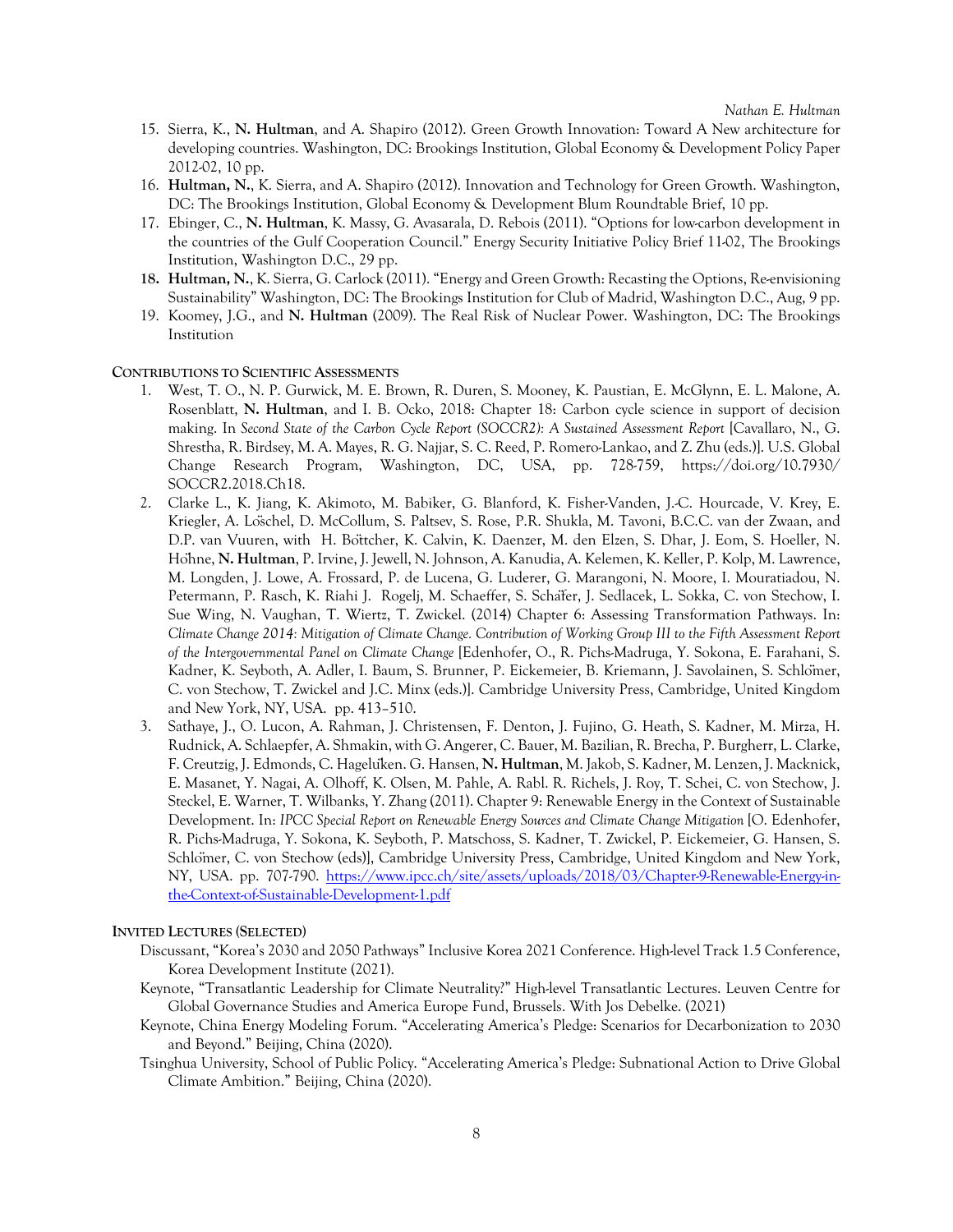15. Sierra, K., **N. Hultman**, and A. Shapiro (2012). Green Growth Innovation: Toward A New architecture for developing countries. Washington, DC: Brookings Institution, Global Economy & Development Policy Paper 2012-02, 10 pp.
16. **Hultman, N.**, K. Sierra, and A. Shapiro (2012). Innovation and Technology for Green Growth. Washington, DC: The Brookings Institution, Global Economy & Development Blum Roundtable Brief, 10 pp.
17. Ebinger, C., **N. Hultman**, K. Massy, G. Avasarala, D. Rebois (2011). "Options for low-carbon development in the countries of the Gulf Cooperation Council." Energy Security Initiative Policy Brief 11-02, The Brookings Institution, Washington D.C., 29 pp.
18. **Hultman, N.**, K. Sierra, G. Carlock (2011). "Energy and Green Growth: Recasting the Options, Re-envisioning Sustainability" Washington, DC: The Brookings Institution for Club of Madrid, Washington D.C., Aug, 9 pp.
19. Koomey, J.G., and **N. Hultman** (2009). The Real Risk of Nuclear Power. Washington, DC: The Brookings Institution

### Contributions to Scientific Assessments

1. West, T. O., N. P. Gurwick, M. E. Brown, R. Duren, S. Mooney, K. Paustian, E. McGlynn, E. L. Malone, A. Rosenblatt, **N. Hultman**, and I. B. Ocko, 2018: Chapter 18: Carbon cycle science in support of decision making. In *Second State of the Carbon Cycle Report (SOCCR2): A Sustained Assessment Report* [Cavallaro, N., G. Shrestha, R. Birdsey, M. A. Mayes, R. G. Najjar, S. C. Reed, P. Romero-Lankao, and Z. Zhu (eds.)]. U.S. Global Change Research Program, Washington, DC, USA, pp. 728-759, https://doi.org/10.7930/SOCCR2.2018.Ch18.
2. Clarke L., K. Jiang, K. Akimoto, M. Babiker, G. Blanford, K. Fisher-Vanden, J.-C. Hourcade, V. Krey, E. Kriegler, A. Löschel, D. McCollum, S. Paltsev, S. Rose, P.R. Shukla, M. Tavoni, B.C.C. van der Zwaan, and D.P. van Vuuren, with H. Böttcher, K. Calvin, K. Daenzer, M. den Elzen, S. Dhar, J. Eom, S. Hoeller, N. Höhne, **N. Hultman**, P. Irvine, J. Jewell, N. Johnson, A. Kanudia, A. Kelemen, K. Keller, P. Kolp, M. Lawrence, M. Longden, J. Lowe, A. Frossard, P. de Lucena, G. Luderer, G. Marangoni, N. Moore, I. Mouratiadou, N. Petermann, P. Rasch, K. Riahi J. Rogelj, M. Schaeffer, S. Schäfer, J. Sedlacek, L. Sokka, C. von Stechow, I. Sue Wing, N. Vaughan, T. Wiertz, T. Zwickel. (2014) Chapter 6: Assessing Transformation Pathways. In: *Climate Change 2014: Mitigation of Climate Change. Contribution of Working Group III to the Fifth Assessment Report of the Intergovernmental Panel on Climate Change* [Edenhofer, O., R. Pichs-Madruga, Y. Sokona, E. Farahani, S. Kadner, K. Seyboth, A. Adler, I. Baum, S. Brunner, P. Eickemeier, B. Kriemann, J. Savolainen, S. Schlömer, C. von Stechow, T. Zwickel and J.C. Minx (eds.)]. Cambridge University Press, Cambridge, United Kingdom and New York, NY, USA. pp. 413–510.
3. Sathaye, J., O. Lucon, A. Rahman, J. Christensen, F. Denton, J. Fujino, G. Heath, S. Kadner, M. Mirza, H. Rudnick, A. Schlaepfer, A. Shmakin, with G. Angerer, C. Bauer, M. Bazilian, R. Brecha, P. Burgherr, L. Clarke, F. Creutzig, J. Edmonds, C. Hagelüken. G. Hansen, **N. Hultman**, M. Jakob, S. Kadner, M. Lenzen, J. Macknick, E. Masanet, Y. Nagai, A. Olhoff, K. Olsen, M. Pahle, A. Rabl. R. Richels, J. Roy, T. Schei, C. von Stechow, J. Steckel, E. Warner, T. Wilbanks, Y. Zhang (2011). Chapter 9: Renewable Energy in the Context of Sustainable Development. In: *IPCC Special Report on Renewable Energy Sources and Climate Change Mitigation* [O. Edenhofer, R. Pichs-Madruga, Y. Sokona, K. Seyboth, P. Matschoss, S. Kadner, T. Zwickel, P. Eickemeier, G. Hansen, S. Schlömer, C. von Stechow (eds)], Cambridge University Press, Cambridge, United Kingdom and New York, NY, USA. pp. 707-790. https://www.ipcc.ch/site/assets/uploads/2018/03/Chapter-9-Renewable-Energy-in-the-Context-of-Sustainable-Development-1.pdf

### Invited Lectures (Selected)

Discussant, "Korea's 2030 and 2050 Pathways" Inclusive Korea 2021 Conference. High-level Track 1.5 Conference, Korea Development Institute (2021).

Keynote, "Transatlantic Leadership for Climate Neutrality?" High-level Transatlantic Lectures. Leuven Centre for Global Governance Studies and America Europe Fund, Brussels. With Jos Debelke. (2021)

Keynote, China Energy Modeling Forum. "Accelerating America's Pledge: Scenarios for Decarbonization to 2030 and Beyond." Beijing, China (2020).

Tsinghua University, School of Public Policy. "Accelerating America's Pledge: Subnational Action to Drive Global Climate Ambition." Beijing, China (2020).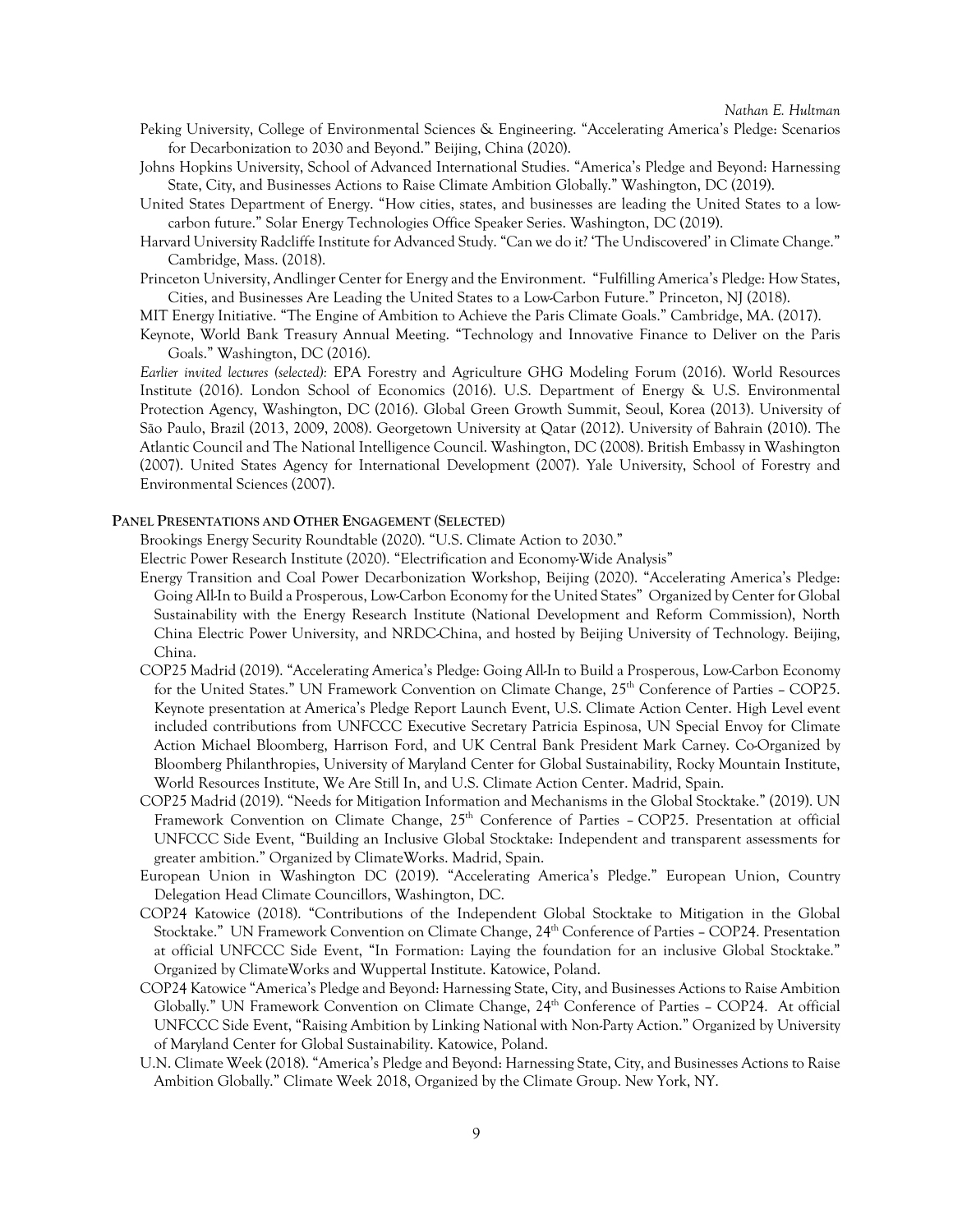Peking University, College of Environmental Sciences & Engineering. "Accelerating America's Pledge: Scenarios for Decarbonization to 2030 and Beyond." Beijing, China (2020).

Johns Hopkins University, School of Advanced International Studies. "America's Pledge and Beyond: Harnessing State, City, and Businesses Actions to Raise Climate Ambition Globally." Washington, DC (2019).

United States Department of Energy. "How cities, states, and businesses are leading the United States to a low-carbon future." Solar Energy Technologies Office Speaker Series. Washington, DC (2019).

Harvard University Radcliffe Institute for Advanced Study. "Can we do it? 'The Undiscovered' in Climate Change." Cambridge, Mass. (2018).

Princeton University, Andlinger Center for Energy and the Environment. "Fulfilling America's Pledge: How States, Cities, and Businesses Are Leading the United States to a Low-Carbon Future." Princeton, NJ (2018).

MIT Energy Initiative. "The Engine of Ambition to Achieve the Paris Climate Goals." Cambridge, MA. (2017).

Keynote, World Bank Treasury Annual Meeting. "Technology and Innovative Finance to Deliver on the Paris Goals." Washington, DC (2016).

*Earlier invited lectures (selected):* EPA Forestry and Agriculture GHG Modeling Forum (2016). World Resources Institute (2016). London School of Economics (2016). U.S. Department of Energy & U.S. Environmental Protection Agency, Washington, DC (2016). Global Green Growth Summit, Seoul, Korea (2013). University of São Paulo, Brazil (2013, 2009, 2008). Georgetown University at Qatar (2012). University of Bahrain (2010). The Atlantic Council and The National Intelligence Council. Washington, DC (2008). British Embassy in Washington (2007). United States Agency for International Development (2007). Yale University, School of Forestry and Environmental Sciences (2007).

## Panel Presentations and Other Engagement (Selected)

Brookings Energy Security Roundtable (2020). "U.S. Climate Action to 2030."

Electric Power Research Institute (2020). "Electrification and Economy-Wide Analysis"

Energy Transition and Coal Power Decarbonization Workshop, Beijing (2020). "Accelerating America's Pledge: Going All-In to Build a Prosperous, Low-Carbon Economy for the United States" Organized by Center for Global Sustainability with the Energy Research Institute (National Development and Reform Commission), North China Electric Power University, and NRDC-China, and hosted by Beijing University of Technology. Beijing, China.

COP25 Madrid (2019). "Accelerating America's Pledge: Going All-In to Build a Prosperous, Low-Carbon Economy for the United States." UN Framework Convention on Climate Change, 25th Conference of Parties – COP25. Keynote presentation at America's Pledge Report Launch Event, U.S. Climate Action Center. High Level event included contributions from UNFCCC Executive Secretary Patricia Espinosa, UN Special Envoy for Climate Action Michael Bloomberg, Harrison Ford, and UK Central Bank President Mark Carney. Co-Organized by Bloomberg Philanthropies, University of Maryland Center for Global Sustainability, Rocky Mountain Institute, World Resources Institute, We Are Still In, and U.S. Climate Action Center. Madrid, Spain.

COP25 Madrid (2019). "Needs for Mitigation Information and Mechanisms in the Global Stocktake." (2019). UN Framework Convention on Climate Change, 25th Conference of Parties – COP25. Presentation at official UNFCCC Side Event, "Building an Inclusive Global Stocktake: Independent and transparent assessments for greater ambition." Organized by ClimateWorks. Madrid, Spain.

European Union in Washington DC (2019). "Accelerating America's Pledge." European Union, Country Delegation Head Climate Councillors, Washington, DC.

COP24 Katowice (2018). "Contributions of the Independent Global Stocktake to Mitigation in the Global Stocktake." UN Framework Convention on Climate Change, 24th Conference of Parties – COP24. Presentation at official UNFCCC Side Event, "In Formation: Laying the foundation for an inclusive Global Stocktake." Organized by ClimateWorks and Wuppertal Institute. Katowice, Poland.

COP24 Katowice "America's Pledge and Beyond: Harnessing State, City, and Businesses Actions to Raise Ambition Globally." UN Framework Convention on Climate Change, 24th Conference of Parties – COP24. At official UNFCCC Side Event, "Raising Ambition by Linking National with Non-Party Action." Organized by University of Maryland Center for Global Sustainability. Katowice, Poland.

U.N. Climate Week (2018). "America's Pledge and Beyond: Harnessing State, City, and Businesses Actions to Raise Ambition Globally." Climate Week 2018, Organized by the Climate Group. New York, NY.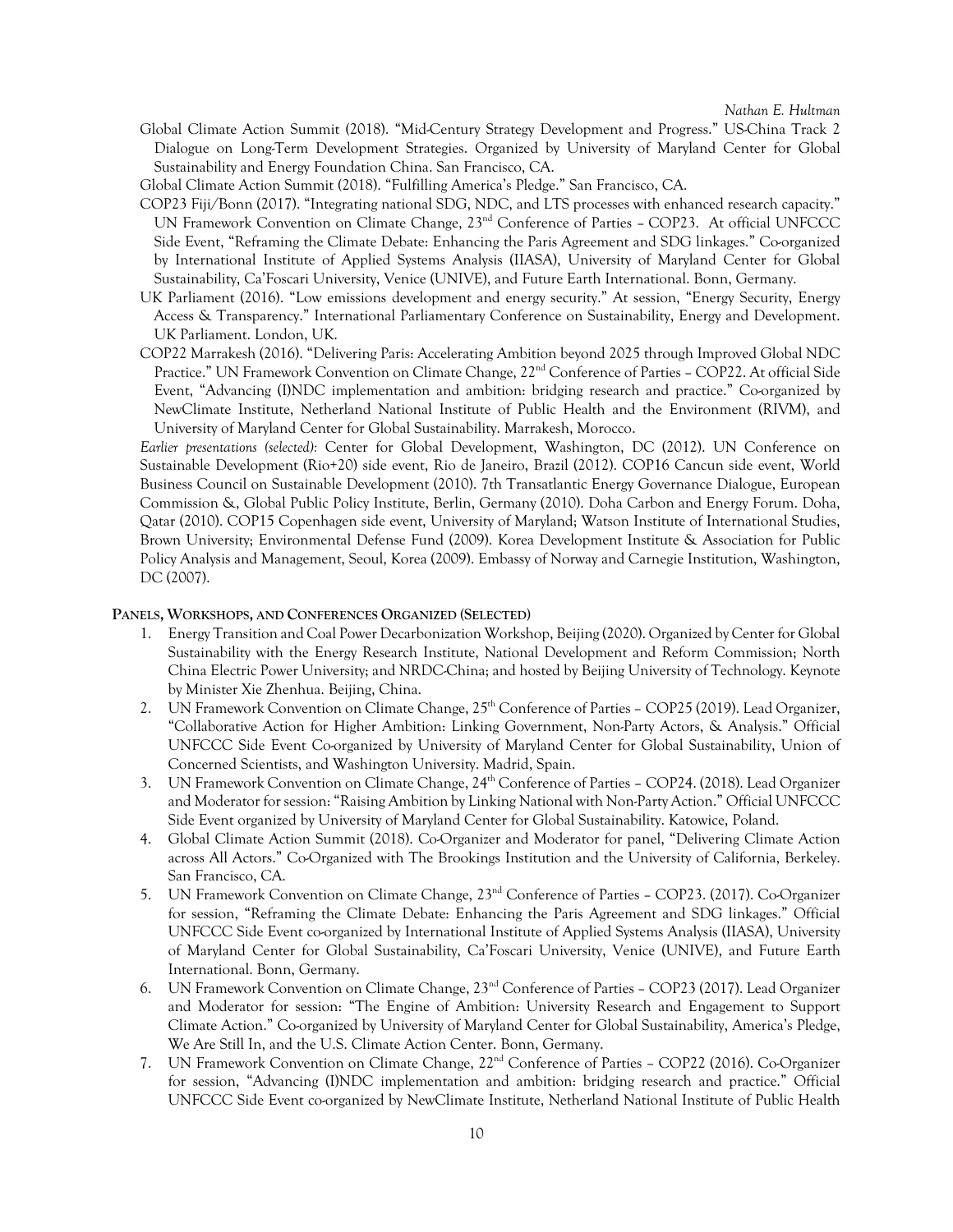Global Climate Action Summit (2018). "Mid-Century Strategy Development and Progress." US-China Track 2 Dialogue on Long-Term Development Strategies. Organized by University of Maryland Center for Global Sustainability and Energy Foundation China. San Francisco, CA.

Global Climate Action Summit (2018). "Fulfilling America's Pledge." San Francisco, CA.

COP23 Fiji/Bonn (2017). "Integrating national SDG, NDC, and LTS processes with enhanced research capacity." UN Framework Convention on Climate Change, 23rd Conference of Parties – COP23. At official UNFCCC Side Event, "Reframing the Climate Debate: Enhancing the Paris Agreement and SDG linkages." Co-organized by International Institute of Applied Systems Analysis (IIASA), University of Maryland Center for Global Sustainability, Ca'Foscari University, Venice (UNIVE), and Future Earth International. Bonn, Germany.

UK Parliament (2016). "Low emissions development and energy security." At session, "Energy Security, Energy Access & Transparency." International Parliamentary Conference on Sustainability, Energy and Development. UK Parliament. London, UK.

COP22 Marrakesh (2016). "Delivering Paris: Accelerating Ambition beyond 2025 through Improved Global NDC Practice." UN Framework Convention on Climate Change, 22nd Conference of Parties – COP22. At official Side Event, "Advancing (I)NDC implementation and ambition: bridging research and practice." Co-organized by NewClimate Institute, Netherland National Institute of Public Health and the Environment (RIVM), and University of Maryland Center for Global Sustainability. Marrakesh, Morocco.

*Earlier presentations (selected):* Center for Global Development, Washington, DC (2012). UN Conference on Sustainable Development (Rio+20) side event, Rio de Janeiro, Brazil (2012). COP16 Cancun side event, World Business Council on Sustainable Development (2010). 7th Transatlantic Energy Governance Dialogue, European Commission &, Global Public Policy Institute, Berlin, Germany (2010). Doha Carbon and Energy Forum. Doha, Qatar (2010). COP15 Copenhagen side event, University of Maryland; Watson Institute of International Studies, Brown University; Environmental Defense Fund (2009). Korea Development Institute & Association for Public Policy Analysis and Management, Seoul, Korea (2009). Embassy of Norway and Carnegie Institution, Washington, DC (2007).

## Panels, Workshops, and Conferences Organized (Selected)

1. Energy Transition and Coal Power Decarbonization Workshop, Beijing (2020). Organized by Center for Global Sustainability with the Energy Research Institute, National Development and Reform Commission; North China Electric Power University; and NRDC-China; and hosted by Beijing University of Technology. Keynote by Minister Xie Zhenhua. Beijing, China.
2. UN Framework Convention on Climate Change, 25th Conference of Parties – COP25 (2019). Lead Organizer, "Collaborative Action for Higher Ambition: Linking Government, Non-Party Actors, & Analysis." Official UNFCCC Side Event Co-organized by University of Maryland Center for Global Sustainability, Union of Concerned Scientists, and Washington University. Madrid, Spain.
3. UN Framework Convention on Climate Change, 24th Conference of Parties – COP24. (2018). Lead Organizer and Moderator for session: "Raising Ambition by Linking National with Non-Party Action." Official UNFCCC Side Event organized by University of Maryland Center for Global Sustainability. Katowice, Poland.
4. Global Climate Action Summit (2018). Co-Organizer and Moderator for panel, "Delivering Climate Action across All Actors." Co-Organized with The Brookings Institution and the University of California, Berkeley. San Francisco, CA.
5. UN Framework Convention on Climate Change, 23nd Conference of Parties – COP23. (2017). Co-Organizer for session, "Reframing the Climate Debate: Enhancing the Paris Agreement and SDG linkages." Official UNFCCC Side Event co-organized by International Institute of Applied Systems Analysis (IIASA), University of Maryland Center for Global Sustainability, Ca'Foscari University, Venice (UNIVE), and Future Earth International. Bonn, Germany.
6. UN Framework Convention on Climate Change, 23nd Conference of Parties – COP23 (2017). Lead Organizer and Moderator for session: "The Engine of Ambition: University Research and Engagement to Support Climate Action." Co-organized by University of Maryland Center for Global Sustainability, America's Pledge, We Are Still In, and the U.S. Climate Action Center. Bonn, Germany.
7. UN Framework Convention on Climate Change, 22nd Conference of Parties – COP22 (2016). Co-Organizer for session, "Advancing (I)NDC implementation and ambition: bridging research and practice." Official UNFCCC Side Event co-organized by NewClimate Institute, Netherland National Institute of Public Health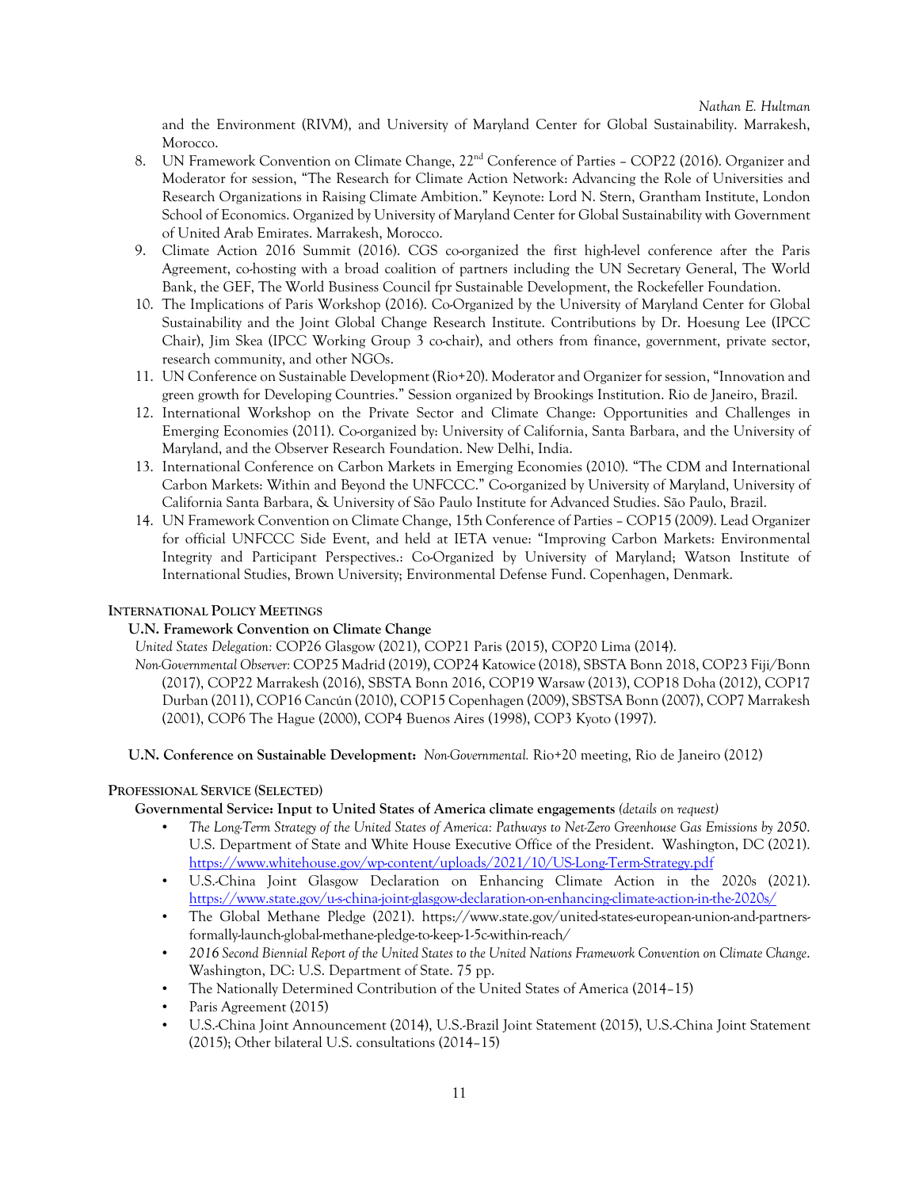and the Environment (RIVM), and University of Maryland Center for Global Sustainability. Marrakesh, Morocco.

8. UN Framework Convention on Climate Change, 22nd Conference of Parties – COP22 (2016). Organizer and Moderator for session, "The Research for Climate Action Network: Advancing the Role of Universities and Research Organizations in Raising Climate Ambition." Keynote: Lord N. Stern, Grantham Institute, London School of Economics. Organized by University of Maryland Center for Global Sustainability with Government of United Arab Emirates. Marrakesh, Morocco.
9. Climate Action 2016 Summit (2016). CGS co-organized the first high-level conference after the Paris Agreement, co-hosting with a broad coalition of partners including the UN Secretary General, The World Bank, the GEF, The World Business Council fpr Sustainable Development, the Rockefeller Foundation.
10. The Implications of Paris Workshop (2016). Co-Organized by the University of Maryland Center for Global Sustainability and the Joint Global Change Research Institute. Contributions by Dr. Hoesung Lee (IPCC Chair), Jim Skea (IPCC Working Group 3 co-chair), and others from finance, government, private sector, research community, and other NGOs.
11. UN Conference on Sustainable Development (Rio+20). Moderator and Organizer for session, "Innovation and green growth for Developing Countries." Session organized by Brookings Institution. Rio de Janeiro, Brazil.
12. International Workshop on the Private Sector and Climate Change: Opportunities and Challenges in Emerging Economies (2011). Co-organized by: University of California, Santa Barbara, and the University of Maryland, and the Observer Research Foundation. New Delhi, India.
13. International Conference on Carbon Markets in Emerging Economies (2010). "The CDM and International Carbon Markets: Within and Beyond the UNFCCC." Co-organized by University of Maryland, University of California Santa Barbara, & University of São Paulo Institute for Advanced Studies. São Paulo, Brazil.
14. UN Framework Convention on Climate Change, 15th Conference of Parties – COP15 (2009). Lead Organizer for official UNFCCC Side Event, and held at IETA venue: "Improving Carbon Markets: Environmental Integrity and Participant Perspectives.: Co-Organized by University of Maryland; Watson Institute of International Studies, Brown University; Environmental Defense Fund. Copenhagen, Denmark.

## INTERNATIONAL POLICY MEETINGS

### U.N. Framework Convention on Climate Change

*United States Delegation:* COP26 Glasgow (2021), COP21 Paris (2015), COP20 Lima (2014).

*Non-Governmental Observer:* COP25 Madrid (2019), COP24 Katowice (2018), SBSTA Bonn 2018, COP23 Fiji/Bonn (2017), COP22 Marrakesh (2016), SBSTA Bonn 2016, COP19 Warsaw (2013), COP18 Doha (2012), COP17 Durban (2011), COP16 Cancún (2010), COP15 Copenhagen (2009), SBSTSA Bonn (2007), COP7 Marrakesh (2001), COP6 The Hague (2000), COP4 Buenos Aires (1998), COP3 Kyoto (1997).

**U.N. Conference on Sustainable Development:** *Non-Governmental.* Rio+20 meeting, Rio de Janeiro (2012)

## PROFESSIONAL SERVICE (SELECTED)

**Governmental Service: Input to United States of America climate engagements** *(details on request)*

- *The Long-Term Strategy of the United States of America: Pathways to Net-Zero Greenhouse Gas Emissions by 2050.* U.S. Department of State and White House Executive Office of the President. Washington, DC (2021). https://www.whitehouse.gov/wp-content/uploads/2021/10/US-Long-Term-Strategy.pdf
- U.S.-China Joint Glasgow Declaration on Enhancing Climate Action in the 2020s (2021). https://www.state.gov/u-s-china-joint-glasgow-declaration-on-enhancing-climate-action-in-the-2020s/
- The Global Methane Pledge (2021). https://www.state.gov/united-states-european-union-and-partners-formally-launch-global-methane-pledge-to-keep-1-5c-within-reach/
- *2016 Second Biennial Report of the United States to the United Nations Framework Convention on Climate Change.* Washington, DC: U.S. Department of State. 75 pp.
- The Nationally Determined Contribution of the United States of America (2014–15)
- Paris Agreement (2015)
- U.S.-China Joint Announcement (2014), U.S.-Brazil Joint Statement (2015), U.S.-China Joint Statement (2015); Other bilateral U.S. consultations (2014–15)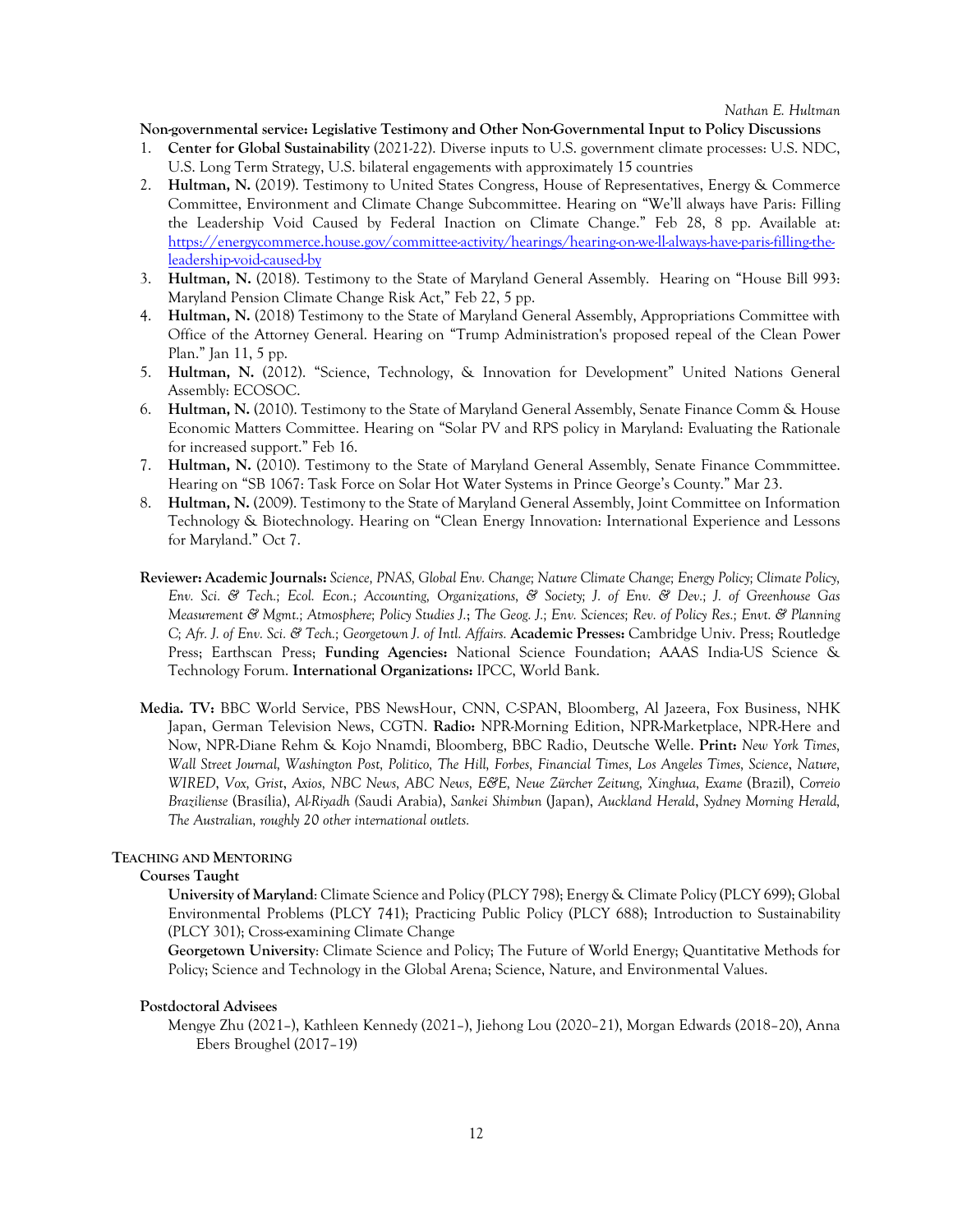**Non-governmental service: Legislative Testimony and Other Non-Governmental Input to Policy Discussions**

1. **Center for Global Sustainability** (2021-22). Diverse inputs to U.S. government climate processes: U.S. NDC, U.S. Long Term Strategy, U.S. bilateral engagements with approximately 15 countries
2. **Hultman, N.** (2019). Testimony to United States Congress, House of Representatives, Energy & Commerce Committee, Environment and Climate Change Subcommittee. Hearing on "We'll always have Paris: Filling the Leadership Void Caused by Federal Inaction on Climate Change." Feb 28, 8 pp. Available at: [https://energycommerce.house.gov/committee-activity/hearings/hearing-on-we-ll-always-have-paris-filling-the-leadership-void-caused-by](https://energycommerce.house.gov/committee-activity/hearings/hearing-on-we-ll-always-have-paris-filling-the-leadership-void-caused-by)
3. **Hultman, N.** (2018). Testimony to the State of Maryland General Assembly. Hearing on "House Bill 993: Maryland Pension Climate Change Risk Act," Feb 22, 5 pp.
4. **Hultman, N.** (2018) Testimony to the State of Maryland General Assembly, Appropriations Committee with Office of the Attorney General. Hearing on "Trump Administration's proposed repeal of the Clean Power Plan." Jan 11, 5 pp.
5. **Hultman, N.** (2012). "Science, Technology, & Innovation for Development" United Nations General Assembly: ECOSOC.
6. **Hultman, N.** (2010). Testimony to the State of Maryland General Assembly, Senate Finance Comm & House Economic Matters Committee. Hearing on "Solar PV and RPS policy in Maryland: Evaluating the Rationale for increased support." Feb 16.
7. **Hultman, N.** (2010). Testimony to the State of Maryland General Assembly, Senate Finance Commmittee. Hearing on "SB 1067: Task Force on Solar Hot Water Systems in Prince George's County." Mar 23.
8. **Hultman, N.** (2009). Testimony to the State of Maryland General Assembly, Joint Committee on Information Technology & Biotechnology. Hearing on "Clean Energy Innovation: International Experience and Lessons for Maryland." Oct 7.

**Reviewer: Academic Journals:** *Science, PNAS, Global Env. Change; Nature Climate Change; Energy Policy; Climate Policy, Env. Sci. & Tech.; Ecol. Econ.; Accounting, Organizations, & Society; J. of Env. & Dev.; J. of Greenhouse Gas Measurement & Mgmt.; Atmosphere; Policy Studies J.*; *The Geog. J.; Env. Sciences; Rev. of Policy Res.; Envt. & Planning C; Afr. J. of Env. Sci. & Tech.; Georgetown J. of Intl. Affairs.* **Academic Presses:** Cambridge Univ. Press; Routledge Press; Earthscan Press; **Funding Agencies:** National Science Foundation; AAAS India-US Science & Technology Forum. **International Organizations:** IPCC, World Bank.

**Media. TV:** BBC World Service, PBS NewsHour, CNN, C-SPAN, Bloomberg, Al Jazeera, Fox Business, NHK Japan, German Television News, CGTN. **Radio:** NPR-Morning Edition, NPR-Marketplace, NPR-Here and Now, NPR-Diane Rehm & Kojo Nnamdi, Bloomberg, BBC Radio, Deutsche Welle. **Print:** *New York Times, Wall Street Journal, Washington Post, Politico, The Hill, Forbes, Financial Times, Los Angeles Times, Science*, *Nature, WIRED*, *Vox, Grist*, *Axios, NBC News, ABC News, E&E, Neue Zürcher Zeitung, Xinghua, Exame* (Brazil), *Correio Braziliense* (Brasília), *Al-Riyadh (*Saudi Arabia), *Sankei Shimbun* (Japan), *Auckland Herald*, *Sydney Morning Herald, The Australian, roughly 20 other international outlets.*

## TEACHING AND MENTORING

### Courses Taught

**University of Maryland**: Climate Science and Policy (PLCY 798); Energy & Climate Policy (PLCY 699); Global Environmental Problems (PLCY 741); Practicing Public Policy (PLCY 688); Introduction to Sustainability (PLCY 301); Cross-examining Climate Change

**Georgetown University**: Climate Science and Policy; The Future of World Energy; Quantitative Methods for Policy; Science and Technology in the Global Arena; Science, Nature, and Environmental Values.

### Postdoctoral Advisees

Mengye Zhu (2021–), Kathleen Kennedy (2021–), Jiehong Lou (2020–21), Morgan Edwards (2018–20), Anna Ebers Broughel (2017–19)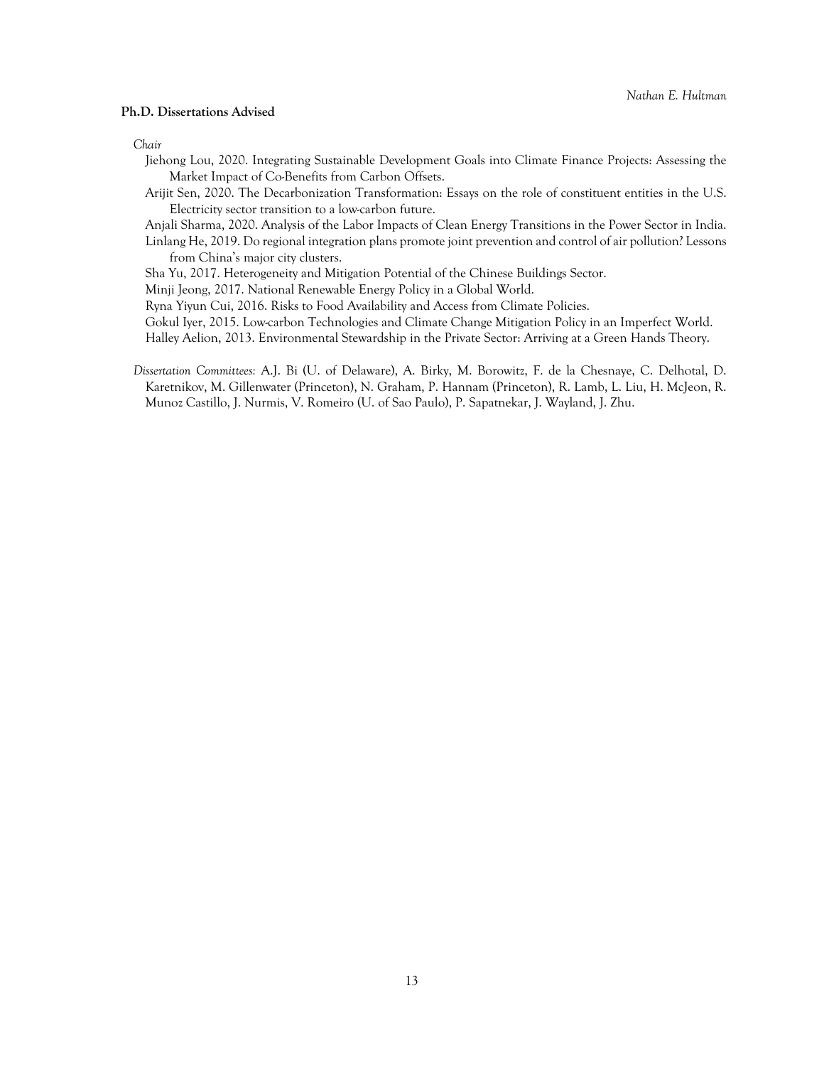**Ph.D. Dissertations Advised**

*Chair*

Jiehong Lou, 2020. Integrating Sustainable Development Goals into Climate Finance Projects: Assessing the Market Impact of Co-Benefits from Carbon Offsets.

Arijit Sen, 2020. The Decarbonization Transformation: Essays on the role of constituent entities in the U.S. Electricity sector transition to a low-carbon future.

Anjali Sharma, 2020. Analysis of the Labor Impacts of Clean Energy Transitions in the Power Sector in India.

Linlang He, 2019. Do regional integration plans promote joint prevention and control of air pollution? Lessons from China's major city clusters.

Sha Yu, 2017. Heterogeneity and Mitigation Potential of the Chinese Buildings Sector.

Minji Jeong, 2017. National Renewable Energy Policy in a Global World.

Ryna Yiyun Cui, 2016. Risks to Food Availability and Access from Climate Policies.

Gokul Iyer, 2015. Low-carbon Technologies and Climate Change Mitigation Policy in an Imperfect World.

Halley Aelion, 2013. Environmental Stewardship in the Private Sector: Arriving at a Green Hands Theory.

*Dissertation Committees:* A.J. Bi (U. of Delaware), A. Birky, M. Borowitz, F. de la Chesnaye, C. Delhotal, D. Karetnikov, M. Gillenwater (Princeton), N. Graham, P. Hannam (Princeton), R. Lamb, L. Liu, H. McJeon, R. Munoz Castillo, J. Nurmis, V. Romeiro (U. of Sao Paulo), P. Sapatnekar, J. Wayland, J. Zhu.